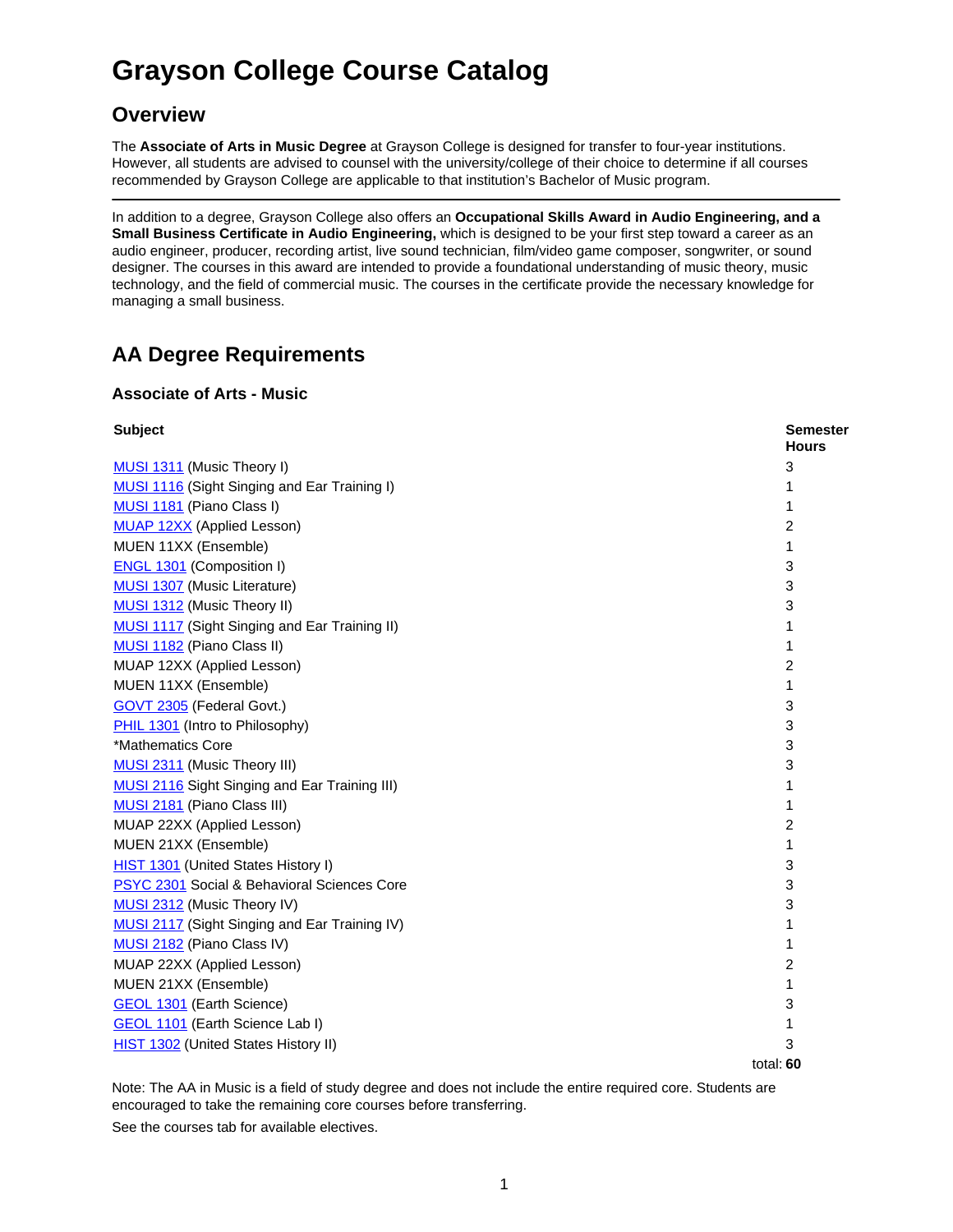# Grayson College Course Catalog

## Overview

The **Associate of Arts in Music Degree** at Grayson College is designed for transfer to four-year institutions. However, all students are advised to counsel with the university/college of their choice to determine if all courses recommended by Grayson College are applicable to that institution's Bachelor of Music program.

---

In addition to a degree, Grayson College also offers an **Occupational Skills Award in Audio Engineering, and a Small Business Certificate in Audio Engineering,** which is designed to be your first step toward a career as an audio engineer, producer, recording artist, live sound technician, film/video game composer, songwriter, or sound designer. The courses in this award are intended to provide a foundational understanding of music theory, music technology, and the field of commercial music. The courses in the certificate provide the necessary knowledge for managing a small business.

## AA Degree Requirements

### Associate of Arts - Music

| Subject | Semester Hours |
|---|---|
| MUSI 1311 (Music Theory I) | 3 |
| MUSI 1116 (Sight Singing and Ear Training I) | 1 |
| MUSI 1181 (Piano Class I) | 1 |
| MUAP 12XX (Applied Lesson) | 2 |
| MUEN 11XX (Ensemble) | 1 |
| ENGL 1301 (Composition I) | 3 |
| MUSI 1307 (Music Literature) | 3 |
| MUSI 1312 (Music Theory II) | 3 |
| MUSI 1117 (Sight Singing and Ear Training II) | 1 |
| MUSI 1182 (Piano Class II) | 1 |
| MUAP 12XX (Applied Lesson) | 2 |
| MUEN 11XX (Ensemble) | 1 |
| GOVT 2305 (Federal Govt.) | 3 |
| PHIL 1301 (Intro to Philosophy) | 3 |
| *Mathematics Core | 3 |
| MUSI 2311 (Music Theory III) | 3 |
| MUSI 2116 Sight Singing and Ear Training III) | 1 |
| MUSI 2181 (Piano Class III) | 1 |
| MUAP 22XX (Applied Lesson) | 2 |
| MUEN 21XX (Ensemble) | 1 |
| HIST 1301 (United States History I) | 3 |
| PSYC 2301 Social & Behavioral Sciences Core | 3 |
| MUSI 2312 (Music Theory IV) | 3 |
| MUSI 2117 (Sight Singing and Ear Training IV) | 1 |
| MUSI 2182 (Piano Class IV) | 1 |
| MUAP 22XX (Applied Lesson) | 2 |
| MUEN 21XX (Ensemble) | 1 |
| GEOL 1301 (Earth Science) | 3 |
| GEOL 1101 (Earth Science Lab I) | 1 |
| HIST 1302 (United States History II) | 3 |
| | total: **60** |

Note: The AA in Music is a field of study degree and does not include the entire required core. Students are encouraged to take the remaining core courses before transferring.

See the courses tab for available electives.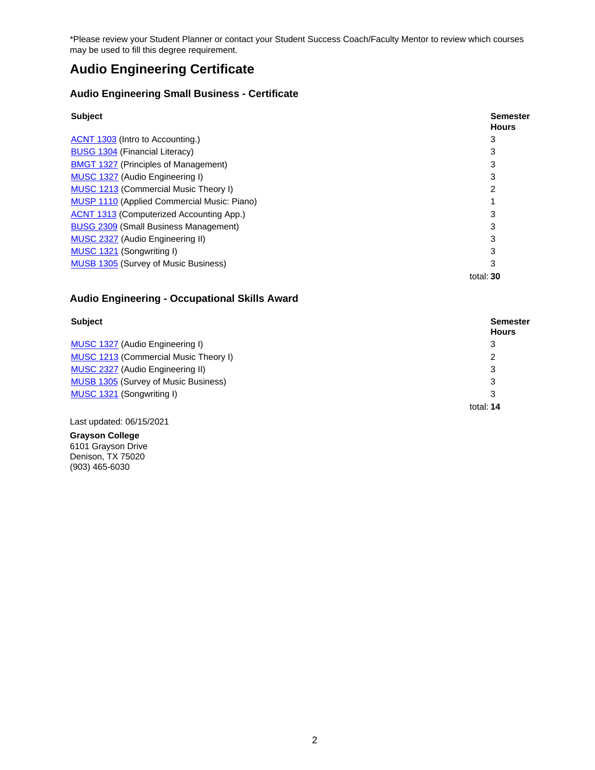*Please review your Student Planner or contact your Student Success Coach/Faculty Mentor to review which courses may be used to fill this degree requirement.

## Audio Engineering Certificate

### Audio Engineering Small Business - Certificate

| Subject | Semester Hours |
|---|---|
| ACNT 1303 (Intro to Accounting.) | 3 |
| BUSG 1304 (Financial Literacy) | 3 |
| BMGT 1327 (Principles of Management) | 3 |
| MUSC 1327 (Audio Engineering I) | 3 |
| MUSC 1213 (Commercial Music Theory I) | 2 |
| MUSP 1110 (Applied Commercial Music: Piano) | 1 |
| ACNT 1313 (Computerized Accounting App.) | 3 |
| BUSG 2309 (Small Business Management) | 3 |
| MUSC 2327 (Audio Engineering II) | 3 |
| MUSC 1321 (Songwriting I) | 3 |
| MUSB 1305 (Survey of Music Business) | 3 |
| | total: **30** |

### Audio Engineering - Occupational Skills Award

| Subject | Semester Hours |
|---|---|
| MUSC 1327 (Audio Engineering I) | 3 |
| MUSC 1213 (Commercial Music Theory I) | 2 |
| MUSC 2327 (Audio Engineering II) | 3 |
| MUSB 1305 (Survey of Music Business) | 3 |
| MUSC 1321 (Songwriting I) | 3 |
| | total: **14** |

Last updated: 06/15/2021

**Grayson College**
6101 Grayson Drive
Denison, TX 75020
(903) 465-6030